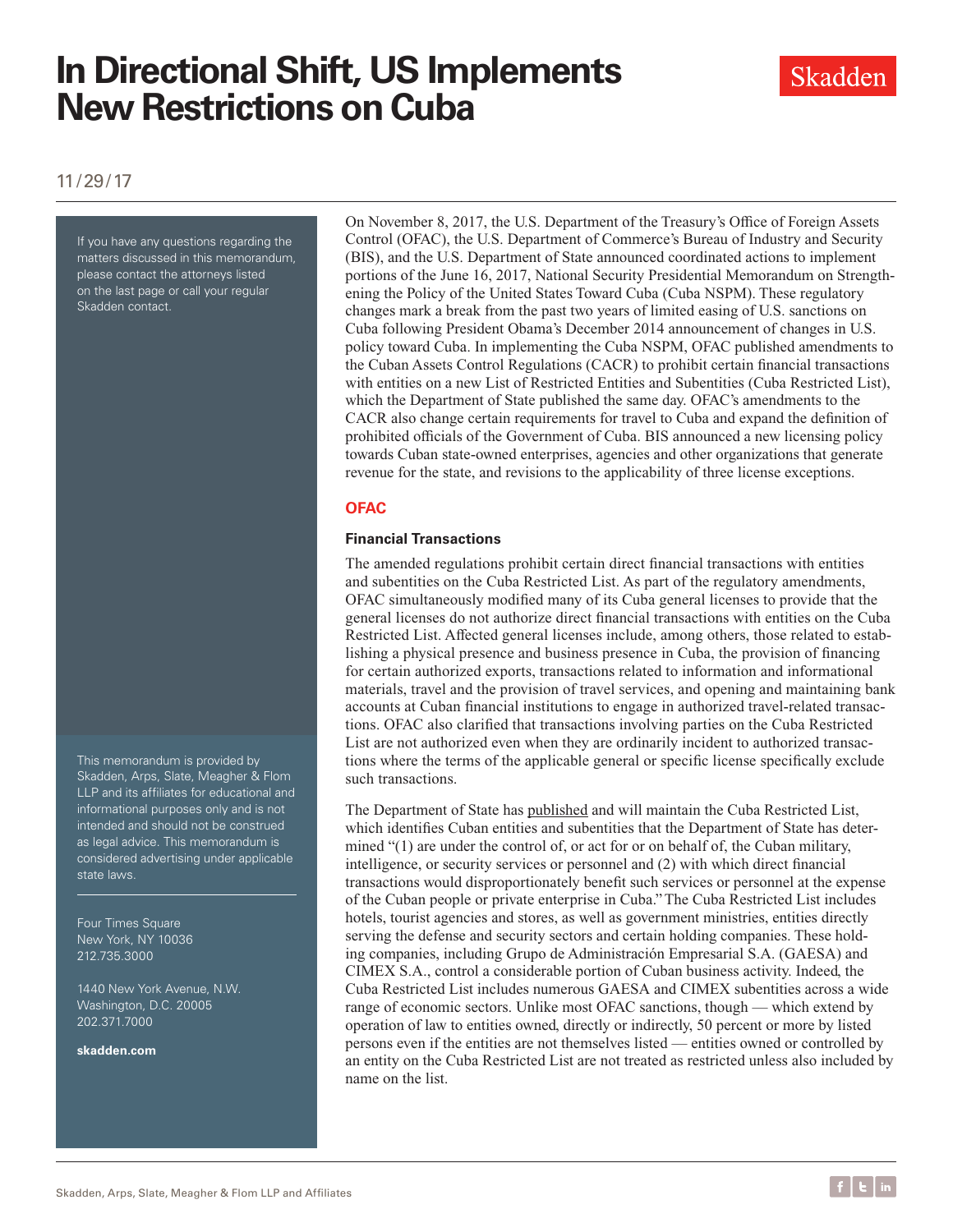# In Directional Shift, US Implements New Restrictions on Cuba

Skadden

11/29/17

If you have any questions regarding the matters discussed in this memorandum, please contact the attorneys listed on the last page or call your regular Skadden contact.

On November 8, 2017, the U.S. Department of the Treasury's Office of Foreign Assets Control (OFAC), the U.S. Department of Commerce's Bureau of Industry and Security (BIS), and the U.S. Department of State announced coordinated actions to implement portions of the June 16, 2017, National Security Presidential Memorandum on Strengthening the Policy of the United States Toward Cuba (Cuba NSPM). These regulatory changes mark a break from the past two years of limited easing of U.S. sanctions on Cuba following President Obama's December 2014 announcement of changes in U.S. policy toward Cuba. In implementing the Cuba NSPM, OFAC published amendments to the Cuban Assets Control Regulations (CACR) to prohibit certain financial transactions with entities on a new List of Restricted Entities and Subentities (Cuba Restricted List), which the Department of State published the same day. OFAC's amendments to the CACR also change certain requirements for travel to Cuba and expand the definition of prohibited officials of the Government of Cuba. BIS announced a new licensing policy towards Cuban state-owned enterprises, agencies and other organizations that generate revenue for the state, and revisions to the applicability of three license exceptions.

## OFAC

### Financial Transactions

The amended regulations prohibit certain direct financial transactions with entities and subentities on the Cuba Restricted List. As part of the regulatory amendments, OFAC simultaneously modified many of its Cuba general licenses to provide that the general licenses do not authorize direct financial transactions with entities on the Cuba Restricted List. Affected general licenses include, among others, those related to establishing a physical presence and business presence in Cuba, the provision of financing for certain authorized exports, transactions related to information and informational materials, travel and the provision of travel services, and opening and maintaining bank accounts at Cuban financial institutions to engage in authorized travel-related transactions. OFAC also clarified that transactions involving parties on the Cuba Restricted List are not authorized even when they are ordinarily incident to authorized transactions where the terms of the applicable general or specific license specifically exclude such transactions.

The Department of State has published and will maintain the Cuba Restricted List, which identifies Cuban entities and subentities that the Department of State has determined "(1) are under the control of, or act for or on behalf of, the Cuban military, intelligence, or security services or personnel and (2) with which direct financial transactions would disproportionately benefit such services or personnel at the expense of the Cuban people or private enterprise in Cuba." The Cuba Restricted List includes hotels, tourist agencies and stores, as well as government ministries, entities directly serving the defense and security sectors and certain holding companies. These holding companies, including Grupo de Administración Empresarial S.A. (GAESA) and CIMEX S.A., control a considerable portion of Cuban business activity. Indeed, the Cuba Restricted List includes numerous GAESA and CIMEX subentities across a wide range of economic sectors. Unlike most OFAC sanctions, though — which extend by operation of law to entities owned, directly or indirectly, 50 percent or more by listed persons even if the entities are not themselves listed — entities owned or controlled by an entity on the Cuba Restricted List are not treated as restricted unless also included by name on the list.

This memorandum is provided by Skadden, Arps, Slate, Meagher & Flom LLP and its affiliates for educational and informational purposes only and is not intended and should not be construed as legal advice. This memorandum is considered advertising under applicable state laws.

Four Times Square
New York, NY 10036
212.735.3000

1440 New York Avenue, N.W.
Washington, D.C. 20005
202.371.7000

**skadden.com**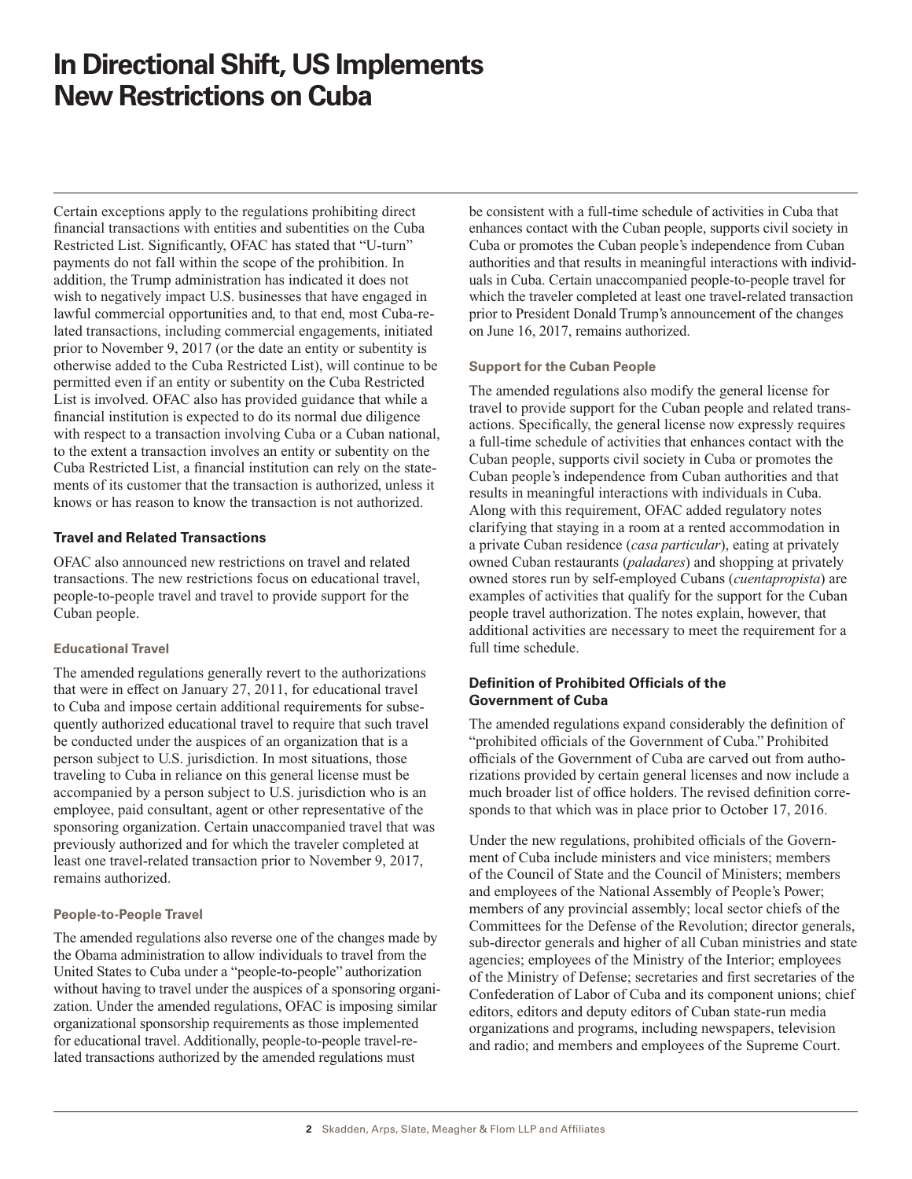Certain exceptions apply to the regulations prohibiting direct financial transactions with entities and subentities on the Cuba Restricted List. Significantly, OFAC has stated that "U-turn" payments do not fall within the scope of the prohibition. In addition, the Trump administration has indicated it does not wish to negatively impact U.S. businesses that have engaged in lawful commercial opportunities and, to that end, most Cuba-related transactions, including commercial engagements, initiated prior to November 9, 2017 (or the date an entity or subentity is otherwise added to the Cuba Restricted List), will continue to be permitted even if an entity or subentity on the Cuba Restricted List is involved. OFAC also has provided guidance that while a financial institution is expected to do its normal due diligence with respect to a transaction involving Cuba or a Cuban national, to the extent a transaction involves an entity or subentity on the Cuba Restricted List, a financial institution can rely on the statements of its customer that the transaction is authorized, unless it knows or has reason to know the transaction is not authorized.

## Travel and Related Transactions

OFAC also announced new restrictions on travel and related transactions. The new restrictions focus on educational travel, people-to-people travel and travel to provide support for the Cuban people.

### Educational Travel

The amended regulations generally revert to the authorizations that were in effect on January 27, 2011, for educational travel to Cuba and impose certain additional requirements for subsequently authorized educational travel to require that such travel be conducted under the auspices of an organization that is a person subject to U.S. jurisdiction. In most situations, those traveling to Cuba in reliance on this general license must be accompanied by a person subject to U.S. jurisdiction who is an employee, paid consultant, agent or other representative of the sponsoring organization. Certain unaccompanied travel that was previously authorized and for which the traveler completed at least one travel-related transaction prior to November 9, 2017, remains authorized.

### People-to-People Travel

The amended regulations also reverse one of the changes made by the Obama administration to allow individuals to travel from the United States to Cuba under a "people-to-people" authorization without having to travel under the auspices of a sponsoring organization. Under the amended regulations, OFAC is imposing similar organizational sponsorship requirements as those implemented for educational travel. Additionally, people-to-people travel-related transactions authorized by the amended regulations must be consistent with a full-time schedule of activities in Cuba that enhances contact with the Cuban people, supports civil society in Cuba or promotes the Cuban people's independence from Cuban authorities and that results in meaningful interactions with individuals in Cuba. Certain unaccompanied people-to-people travel for which the traveler completed at least one travel-related transaction prior to President Donald Trump's announcement of the changes on June 16, 2017, remains authorized.

### Support for the Cuban People

The amended regulations also modify the general license for travel to provide support for the Cuban people and related transactions. Specifically, the general license now expressly requires a full-time schedule of activities that enhances contact with the Cuban people, supports civil society in Cuba or promotes the Cuban people's independence from Cuban authorities and that results in meaningful interactions with individuals in Cuba. Along with this requirement, OFAC added regulatory notes clarifying that staying in a room at a rented accommodation in a private Cuban residence (*casa particular*), eating at privately owned Cuban restaurants (*paladares*) and shopping at privately owned stores run by self-employed Cubans (*cuentapropista*) are examples of activities that qualify for the support for the Cuban people travel authorization. The notes explain, however, that additional activities are necessary to meet the requirement for a full time schedule.

## Definition of Prohibited Officials of the Government of Cuba

The amended regulations expand considerably the definition of "prohibited officials of the Government of Cuba." Prohibited officials of the Government of Cuba are carved out from authorizations provided by certain general licenses and now include a much broader list of office holders. The revised definition corresponds to that which was in place prior to October 17, 2016.

Under the new regulations, prohibited officials of the Government of Cuba include ministers and vice ministers; members of the Council of State and the Council of Ministers; members and employees of the National Assembly of People's Power; members of any provincial assembly; local sector chiefs of the Committees for the Defense of the Revolution; director generals, sub-director generals and higher of all Cuban ministries and state agencies; employees of the Ministry of the Interior; employees of the Ministry of Defense; secretaries and first secretaries of the Confederation of Labor of Cuba and its component unions; chief editors, editors and deputy editors of Cuban state-run media organizations and programs, including newspapers, television and radio; and members and employees of the Supreme Court.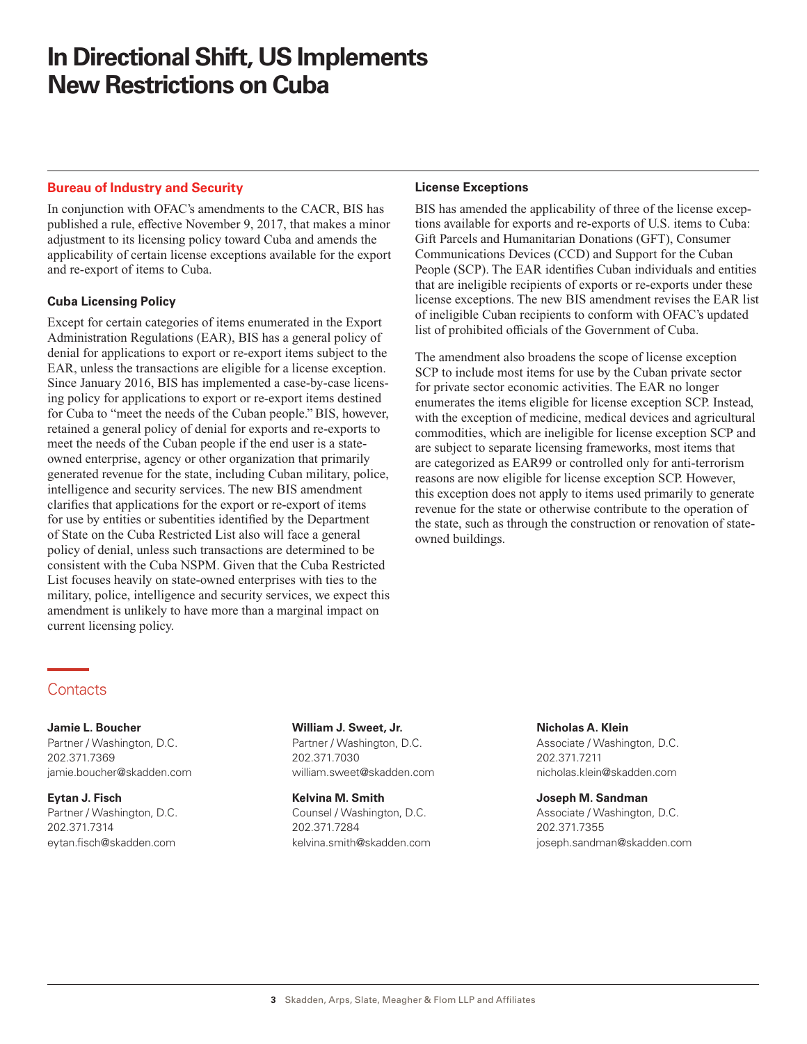# In Directional Shift, US Implements New Restrictions on Cuba

## Bureau of Industry and Security

In conjunction with OFAC's amendments to the CACR, BIS has published a rule, effective November 9, 2017, that makes a minor adjustment to its licensing policy toward Cuba and amends the applicability of certain license exceptions available for the export and re-export of items to Cuba.

### Cuba Licensing Policy

Except for certain categories of items enumerated in the Export Administration Regulations (EAR), BIS has a general policy of denial for applications to export or re-export items subject to the EAR, unless the transactions are eligible for a license exception. Since January 2016, BIS has implemented a case-by-case licensing policy for applications to export or re-export items destined for Cuba to "meet the needs of the Cuban people." BIS, however, retained a general policy of denial for exports and re-exports to meet the needs of the Cuban people if the end user is a state-owned enterprise, agency or other organization that primarily generated revenue for the state, including Cuban military, police, intelligence and security services. The new BIS amendment clarifies that applications for the export or re-export of items for use by entities or subentities identified by the Department of State on the Cuba Restricted List also will face a general policy of denial, unless such transactions are determined to be consistent with the Cuba NSPM. Given that the Cuba Restricted List focuses heavily on state-owned enterprises with ties to the military, police, intelligence and security services, we expect this amendment is unlikely to have more than a marginal impact on current licensing policy.

### License Exceptions

BIS has amended the applicability of three of the license exceptions available for exports and re-exports of U.S. items to Cuba: Gift Parcels and Humanitarian Donations (GFT), Consumer Communications Devices (CCD) and Support for the Cuban People (SCP). The EAR identifies Cuban individuals and entities that are ineligible recipients of exports or re-exports under these license exceptions. The new BIS amendment revises the EAR list of ineligible Cuban recipients to conform with OFAC's updated list of prohibited officials of the Government of Cuba.

The amendment also broadens the scope of license exception SCP to include most items for use by the Cuban private sector for private sector economic activities. The EAR no longer enumerates the items eligible for license exception SCP. Instead, with the exception of medicine, medical devices and agricultural commodities, which are ineligible for license exception SCP and are subject to separate licensing frameworks, most items that are categorized as EAR99 or controlled only for anti-terrorism reasons are now eligible for license exception SCP. However, this exception does not apply to items used primarily to generate revenue for the state or otherwise contribute to the operation of the state, such as through the construction or renovation of state-owned buildings.

## Contacts

**Jamie L. Boucher**
Partner / Washington, D.C.
202.371.7369
jamie.boucher@skadden.com

**Eytan J. Fisch**
Partner / Washington, D.C.
202.371.7314
eytan.fisch@skadden.com

**William J. Sweet, Jr.**
Partner / Washington, D.C.
202.371.7030
william.sweet@skadden.com

**Kelvina M. Smith**
Counsel / Washington, D.C.
202.371.7284
kelvina.smith@skadden.com

**Nicholas A. Klein**
Associate / Washington, D.C.
202.371.7211
nicholas.klein@skadden.com

**Joseph M. Sandman**
Associate / Washington, D.C.
202.371.7355
joseph.sandman@skadden.com